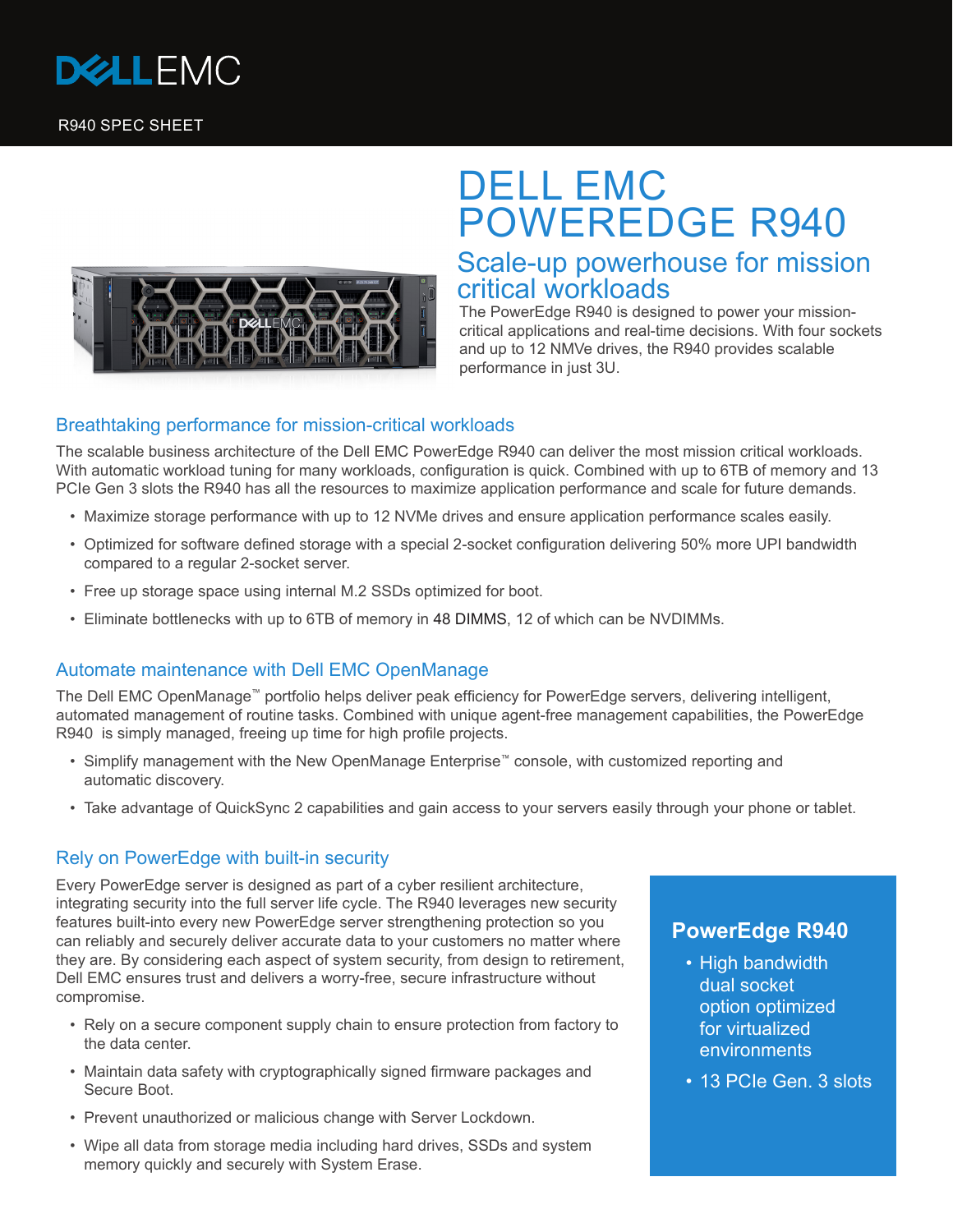DELL EMC

R940 SPEC SHEET

# DELL EMC POWEREDGE R940

## Scale-up powerhouse for mission critical workloads

The PowerEdge R940 is designed to power your mission-critical applications and real-time decisions. With four sockets and up to 12 NMVe drives, the R940 provides scalable performance in just 3U.

## Breathtaking performance for mission-critical workloads

The scalable business architecture of the Dell EMC PowerEdge R940 can deliver the most mission critical workloads. With automatic workload tuning for many workloads, configuration is quick. Combined with up to 6TB of memory and 13 PCIe Gen 3 slots the R940 has all the resources to maximize application performance and scale for future demands.

- Maximize storage performance with up to 12 NVMe drives and ensure application performance scales easily.
- Optimized for software defined storage with a special 2-socket configuration delivering 50% more UPI bandwidth compared to a regular 2-socket server.
- Free up storage space using internal M.2 SSDs optimized for boot.
- Eliminate bottlenecks with up to 6TB of memory in 48 DIMMS, 12 of which can be NVDIMMs.

## Automate maintenance with Dell EMC OpenManage

The Dell EMC OpenManage™ portfolio helps deliver peak efficiency for PowerEdge servers, delivering intelligent, automated management of routine tasks. Combined with unique agent-free management capabilities, the PowerEdge R940 is simply managed, freeing up time for high profile projects.

- Simplify management with the New OpenManage Enterprise™ console, with customized reporting and automatic discovery.
- Take advantage of QuickSync 2 capabilities and gain access to your servers easily through your phone or tablet.

## Rely on PowerEdge with built-in security

Every PowerEdge server is designed as part of a cyber resilient architecture, integrating security into the full server life cycle. The R940 leverages new security features built-into every new PowerEdge server strengthening protection so you can reliably and securely deliver accurate data to your customers no matter where they are. By considering each aspect of system security, from design to retirement, Dell EMC ensures trust and delivers a worry-free, secure infrastructure without compromise.

- Rely on a secure component supply chain to ensure protection from factory to the data center.
- Maintain data safety with cryptographically signed firmware packages and Secure Boot.
- Prevent unauthorized or malicious change with Server Lockdown.
- Wipe all data from storage media including hard drives, SSDs and system memory quickly and securely with System Erase.

### PowerEdge R940

- High bandwidth dual socket option optimized for virtualized environments
- 13 PCIe Gen. 3 slots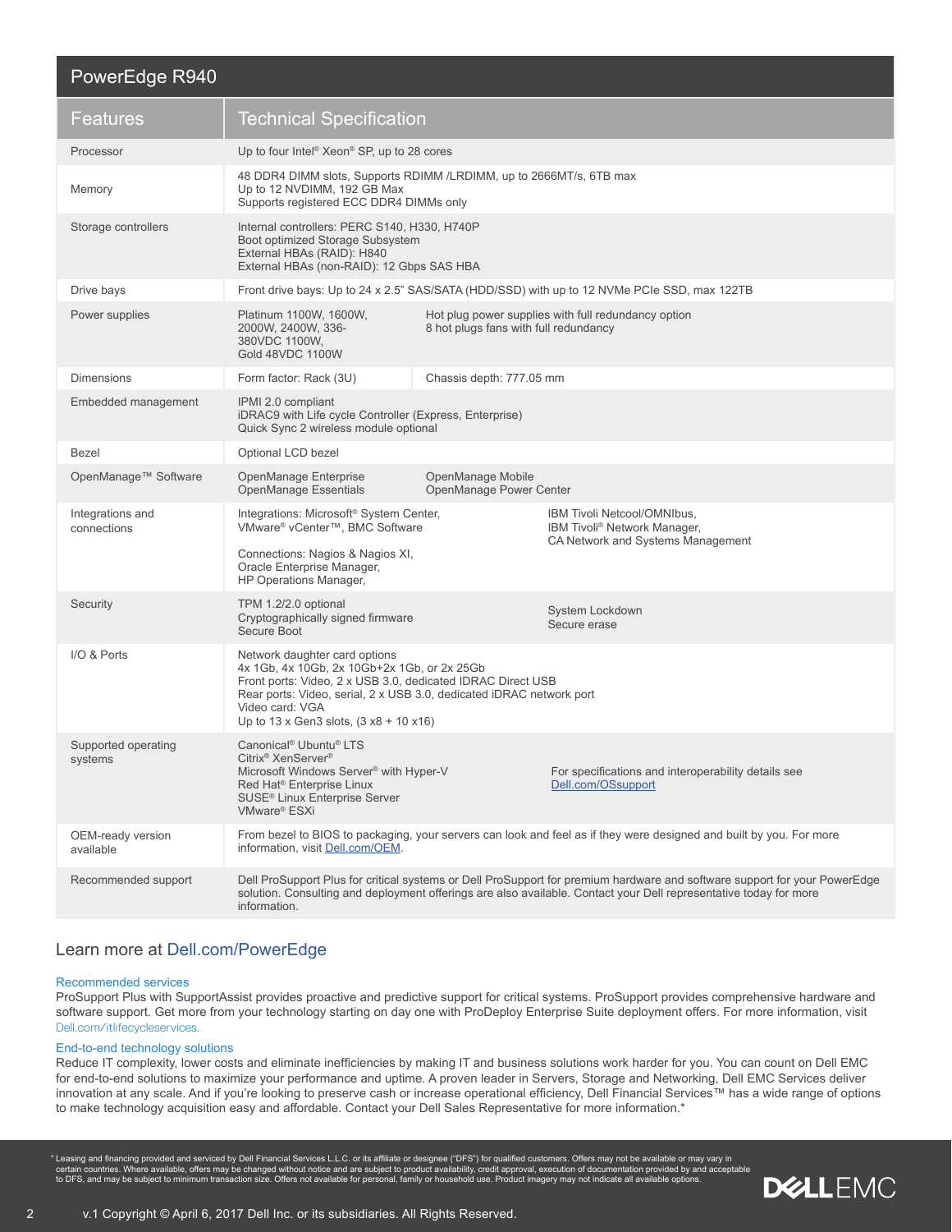## PowerEdge R940

| Features | Technical Specification |
|---|---|
| Processor | Up to four Intel® Xeon® SP, up to 28 cores |
| Memory | 48 DDR4 DIMM slots, Supports RDIMM /LRDIMM, up to 2666MT/s, 6TB max<br>Up to 12 NVDIMM, 192 GB Max<br>Supports registered ECC DDR4 DIMMs only |
| Storage controllers | Internal controllers: PERC S140, H330, H740P<br>Boot optimized Storage Subsystem<br>External HBAs (RAID): H840<br>External HBAs (non-RAID): 12 Gbps SAS HBA |
| Drive bays | Front drive bays: Up to 24 x 2.5" SAS/SATA (HDD/SSD) with up to 12 NVMe PCIe SSD, max 122TB |
| Power supplies | Platinum 1100W, 1600W, 2000W, 2400W, 336-380VDC 1100W, Gold 48VDC 1100W<br>Hot plug power supplies with full redundancy option<br>8 hot plugs fans with full redundancy |
| Dimensions | Form factor: Rack (3U)<br>Chassis depth: 777.05 mm |
| Embedded management | IPMI 2.0 compliant<br>iDRAC9 with Life cycle Controller (Express, Enterprise)<br>Quick Sync 2 wireless module optional |
| Bezel | Optional LCD bezel |
| OpenManage™ Software | OpenManage Enterprise<br>OpenManage Essentials<br>OpenManage Mobile<br>OpenManage Power Center |
| Integrations and connections | Integrations: Microsoft® System Center, VMware® vCenter™, BMC Software<br>IBM Tivoli Netcool/OMNIbus, IBM Tivoli® Network Manager, CA Network and Systems Management<br>Connections: Nagios & Nagios XI, Oracle Enterprise Manager, HP Operations Manager, |
| Security | TPM 1.2/2.0 optional<br>Cryptographically signed firmware<br>Secure Boot<br>System Lockdown<br>Secure erase |
| I/O & Ports | Network daughter card options<br>4x 1Gb, 4x 10Gb, 2x 10Gb+2x 1Gb, or 2x 25Gb<br>Front ports: Video, 2 x USB 3.0, dedicated IDRAC Direct USB<br>Rear ports: Video, serial, 2 x USB 3.0, dedicated iDRAC network port<br>Video card: VGA<br>Up to 13 x Gen3 slots, (3 x8 + 10 x16) |
| Supported operating systems | Canonical® Ubuntu® LTS<br>Citrix® XenServer®<br>Microsoft Windows Server® with Hyper-V<br>Red Hat® Enterprise Linux<br>SUSE® Linux Enterprise Server<br>VMware® ESXi<br>For specifications and interoperability details see Dell.com/OSsupport |
| OEM-ready version available | From bezel to BIOS to packaging, your servers can look and feel as if they were designed and built by you. For more information, visit Dell.com/OEM. |
| Recommended support | Dell ProSupport Plus for critical systems or Dell ProSupport for premium hardware and software support for your PowerEdge solution. Consulting and deployment offerings are also available. Contact your Dell representative today for more information. |

### Learn more at Dell.com/PowerEdge

**Recommended services**

ProSupport Plus with SupportAssist provides proactive and predictive support for critical systems. ProSupport provides comprehensive hardware and software support. Get more from your technology starting on day one with ProDeploy Enterprise Suite deployment offers. For more information, visit Dell.com/itlifecycleservices.

**End-to-end technology solutions**

Reduce IT complexity, lower costs and eliminate inefficiencies by making IT and business solutions work harder for you. You can count on Dell EMC for end-to-end solutions to maximize your performance and uptime. A proven leader in Servers, Storage and Networking, Dell EMC Services deliver innovation at any scale. And if you're looking to preserve cash or increase operational efficiency, Dell Financial Services™ has a wide range of options to make technology acquisition easy and affordable. Contact your Dell Sales Representative for more information.*

* Leasing and financing provided and serviced by Dell Financial Services L.L.C. or its affiliate or designee ("DFS") for qualified customers. Offers may not be available or may vary in certain countries. Where available, offers may be changed without notice and are subject to product availability, credit approval, execution of documentation provided by and acceptable to DFS, and may be subject to minimum transaction size. Offers not available for personal, family or household use. Product imagery may not indicate all available options.

DELL EMC

v.1 Copyright © April 6, 2017 Dell Inc. or its subsidiaries. All Rights Reserved.